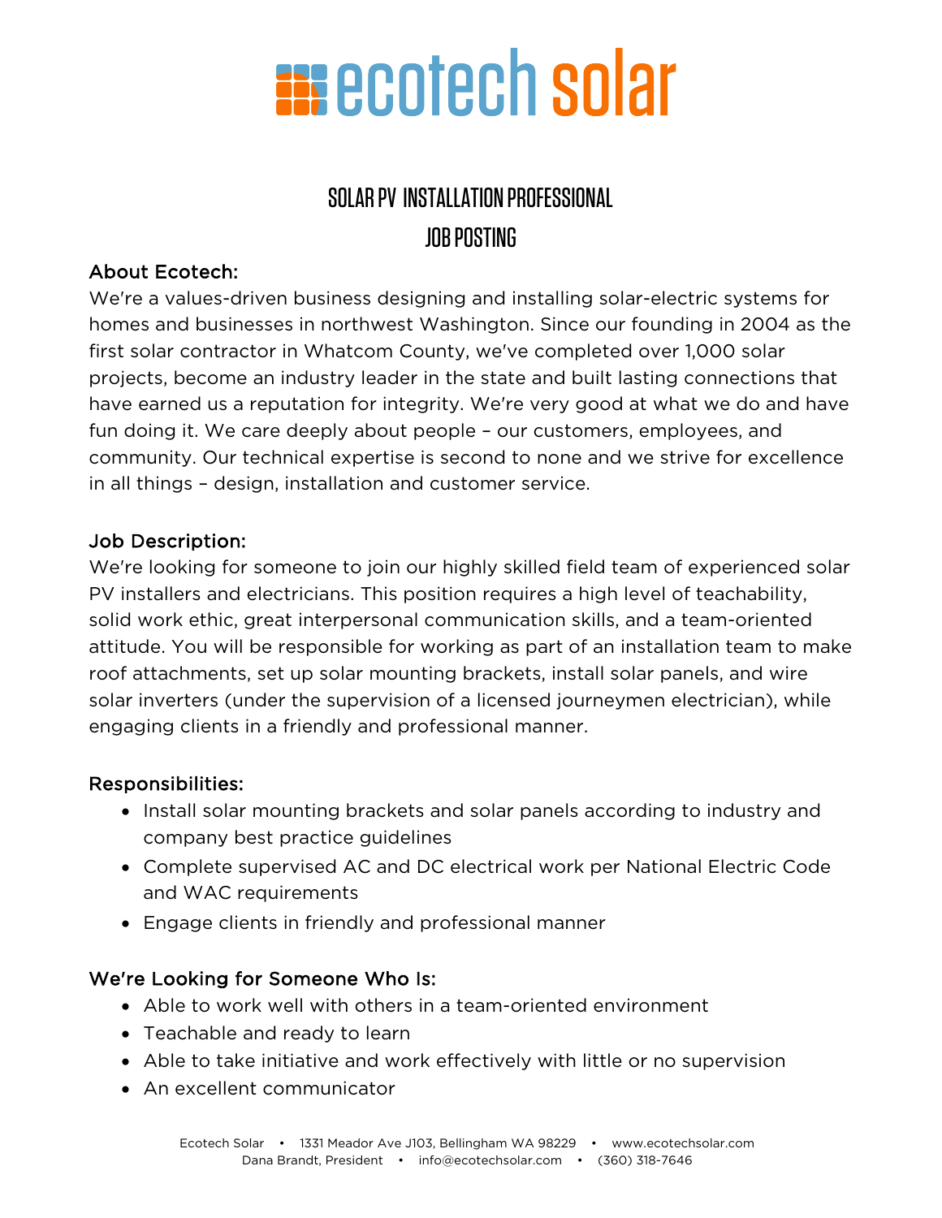# ecotech solar

## SOLAR PV INSTALLATION PROFESSIONAL
## JOB POSTING

### About Ecotech:

We're a values-driven business designing and installing solar-electric systems for homes and businesses in northwest Washington. Since our founding in 2004 as the first solar contractor in Whatcom County, we've completed over 1,000 solar projects, become an industry leader in the state and built lasting connections that have earned us a reputation for integrity. We're very good at what we do and have fun doing it. We care deeply about people – our customers, employees, and community. Our technical expertise is second to none and we strive for excellence in all things – design, installation and customer service.

### Job Description:

We're looking for someone to join our highly skilled field team of experienced solar PV installers and electricians. This position requires a high level of teachability, solid work ethic, great interpersonal communication skills, and a team-oriented attitude. You will be responsible for working as part of an installation team to make roof attachments, set up solar mounting brackets, install solar panels, and wire solar inverters (under the supervision of a licensed journeymen electrician), while engaging clients in a friendly and professional manner.

### Responsibilities:

- Install solar mounting brackets and solar panels according to industry and company best practice guidelines
- Complete supervised AC and DC electrical work per National Electric Code and WAC requirements
- Engage clients in friendly and professional manner

### We're Looking for Someone Who Is:

- Able to work well with others in a team-oriented environment
- Teachable and ready to learn
- Able to take initiative and work effectively with little or no supervision
- An excellent communicator

Ecotech Solar • 1331 Meador Ave J103, Bellingham WA 98229 • www.ecotechsolar.com
Dana Brandt, President • info@ecotechsolar.com • (360) 318-7646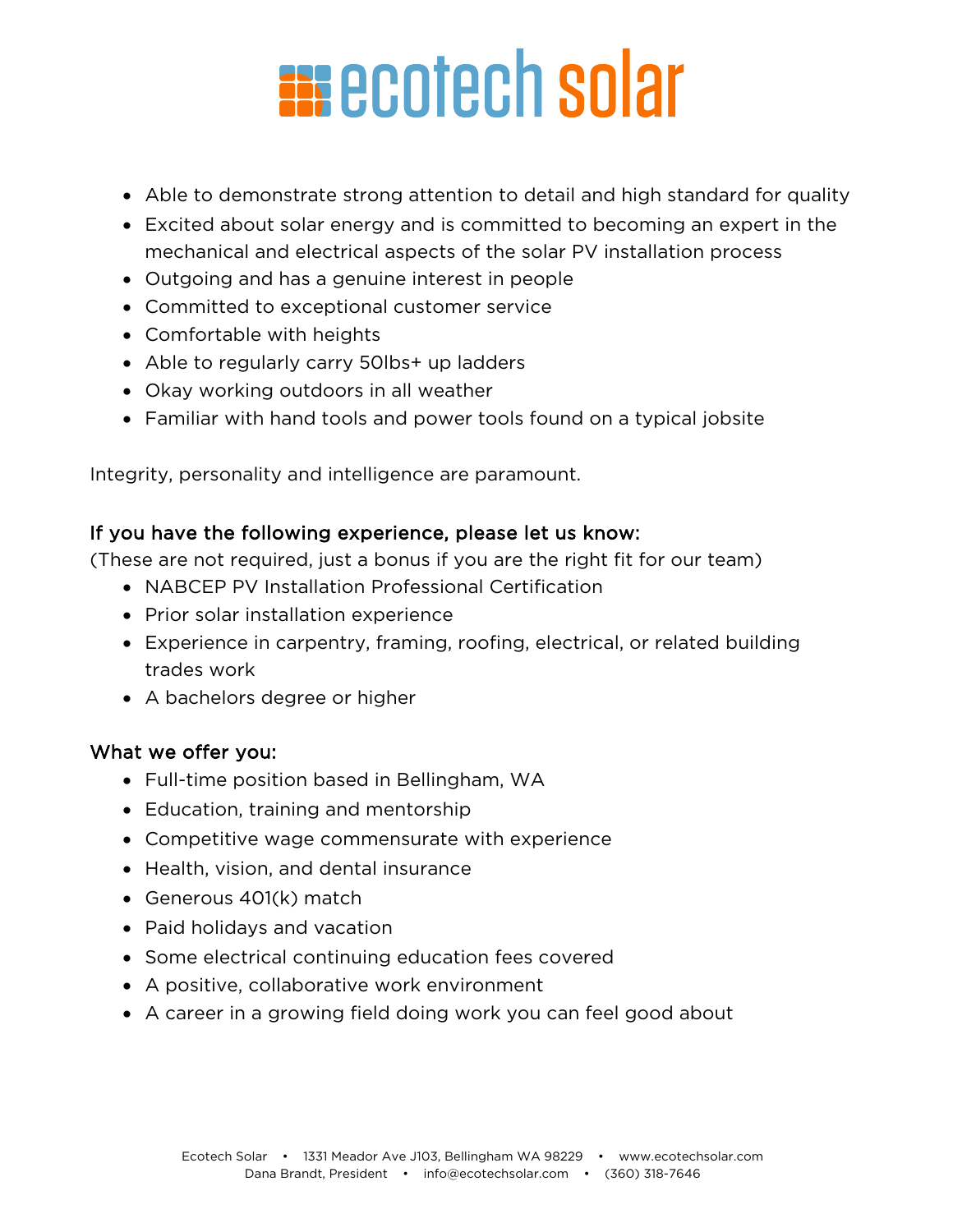- Able to demonstrate strong attention to detail and high standard for quality
- Excited about solar energy and is committed to becoming an expert in the mechanical and electrical aspects of the solar PV installation process
- Outgoing and has a genuine interest in people
- Committed to exceptional customer service
- Comfortable with heights
- Able to regularly carry 50lbs+ up ladders
- Okay working outdoors in all weather
- Familiar with hand tools and power tools found on a typical jobsite

Integrity, personality and intelligence are paramount.

### If you have the following experience, please let us know:

(These are not required, just a bonus if you are the right fit for our team)

- NABCEP PV Installation Professional Certification
- Prior solar installation experience
- Experience in carpentry, framing, roofing, electrical, or related building trades work
- A bachelors degree or higher

### What we offer you:

- Full-time position based in Bellingham, WA
- Education, training and mentorship
- Competitive wage commensurate with experience
- Health, vision, and dental insurance
- Generous 401(k) match
- Paid holidays and vacation
- Some electrical continuing education fees covered
- A positive, collaborative work environment
- A career in a growing field doing work you can feel good about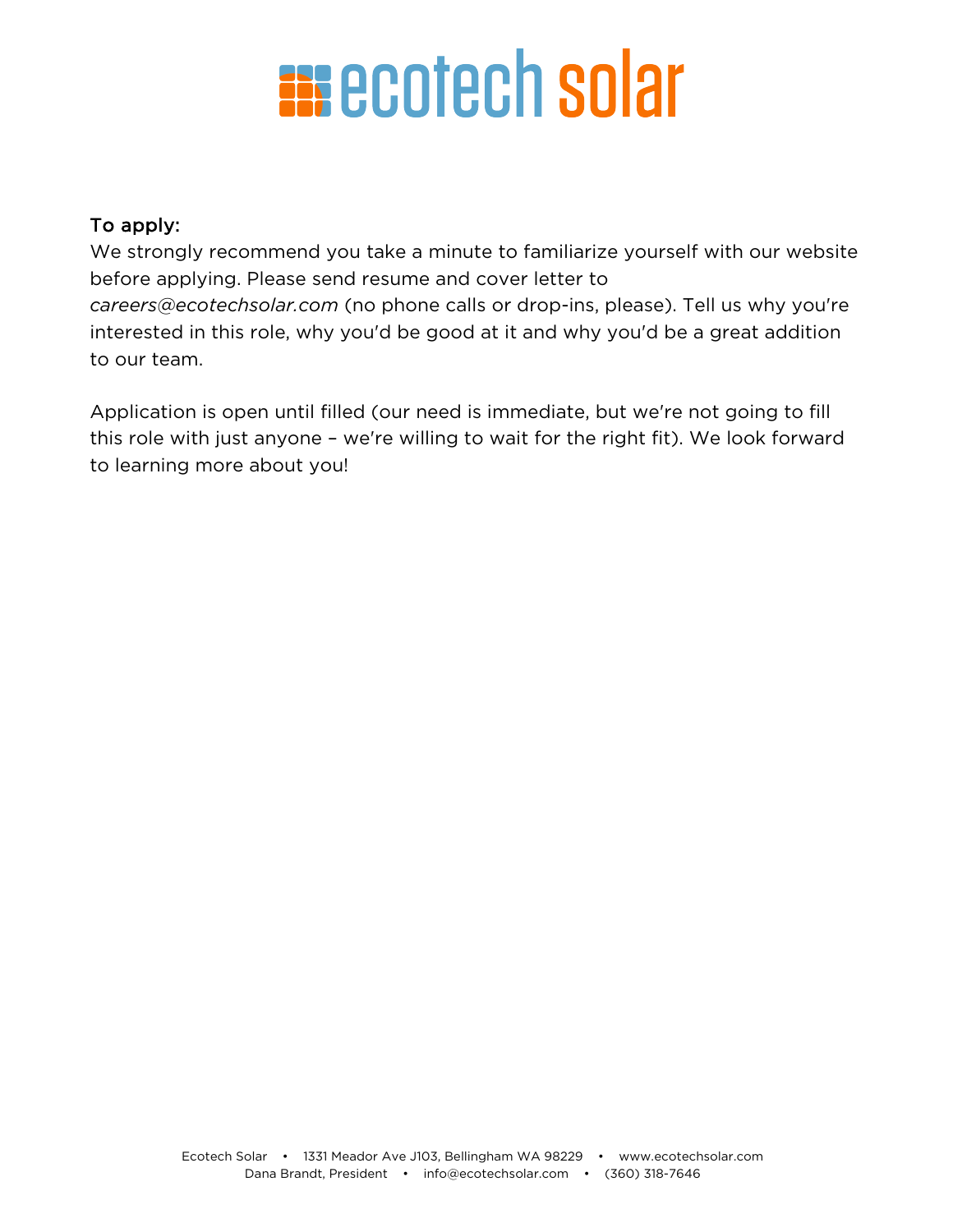**To apply:**

We strongly recommend you take a minute to familiarize yourself with our website before applying. Please send resume and cover letter to *careers@ecotechsolar.com* (no phone calls or drop-ins, please). Tell us why you're interested in this role, why you'd be good at it and why you'd be a great addition to our team.

Application is open until filled (our need is immediate, but we're not going to fill this role with just anyone – we're willing to wait for the right fit). We look forward to learning more about you!